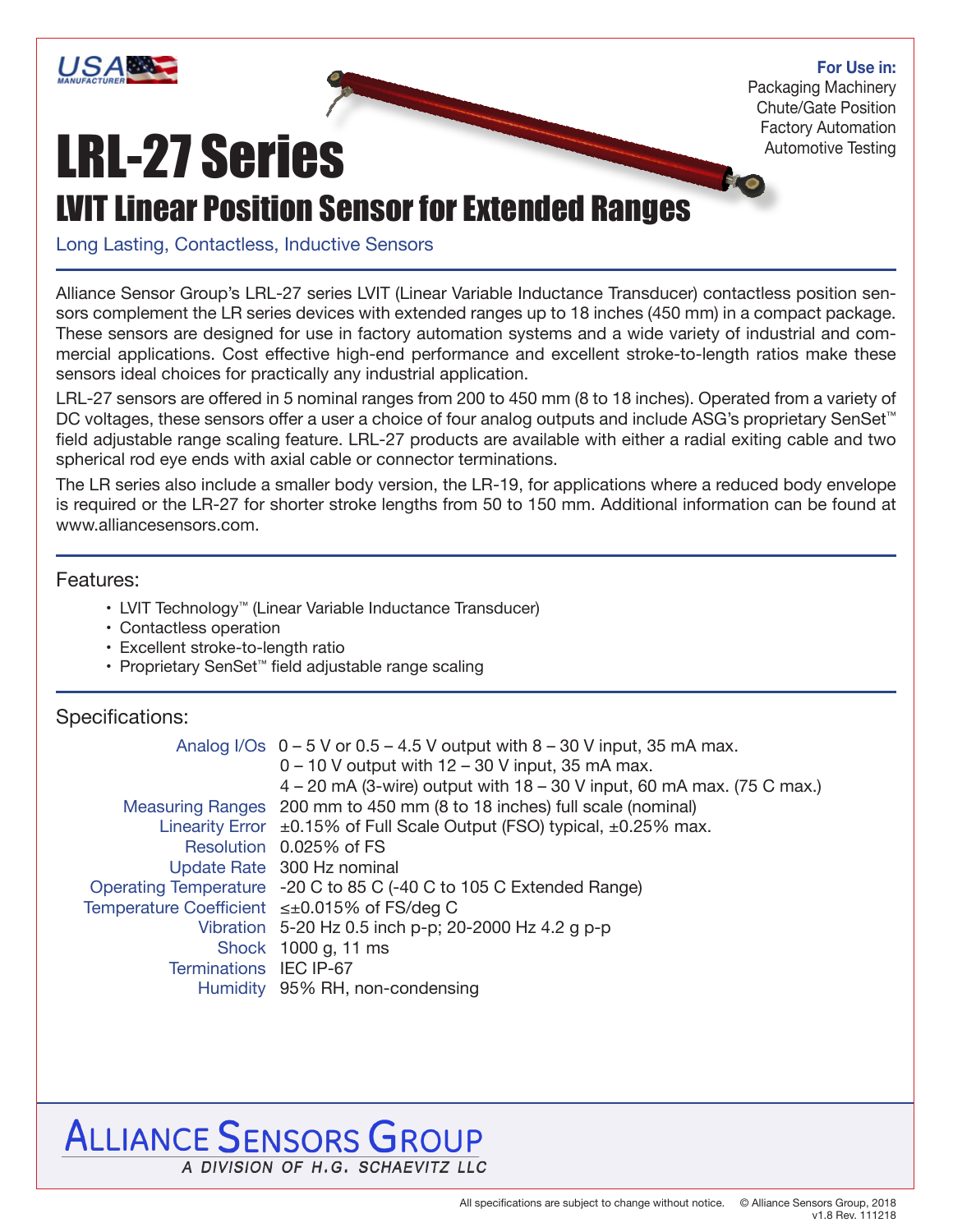USA MANUFACTURER

**For Use in:**
Packaging Machinery
Chute/Gate Position
Factory Automation
Automotive Testing

# LRL-27 Series

## LVIT Linear Position Sensor for Extended Ranges

Long Lasting, Contactless, Inductive Sensors

Alliance Sensor Group's LRL-27 series LVIT (Linear Variable Inductance Transducer) contactless position sensors complement the LR series devices with extended ranges up to 18 inches (450 mm) in a compact package. These sensors are designed for use in factory automation systems and a wide variety of industrial and commercial applications. Cost effective high-end performance and excellent stroke-to-length ratios make these sensors ideal choices for practically any industrial application.

LRL-27 sensors are offered in 5 nominal ranges from 200 to 450 mm (8 to 18 inches). Operated from a variety of DC voltages, these sensors offer a user a choice of four analog outputs and include ASG's proprietary SenSet™ field adjustable range scaling feature. LRL-27 products are available with either a radial exiting cable and two spherical rod eye ends with axial cable or connector terminations.

The LR series also include a smaller body version, the LR-19, for applications where a reduced body envelope is required or the LR-27 for shorter stroke lengths from 50 to 150 mm. Additional information can be found at www.alliancesensors.com.

### Features:

- LVIT Technology™ (Linear Variable Inductance Transducer)
- Contactless operation
- Excellent stroke-to-length ratio
- Proprietary SenSet™ field adjustable range scaling

### Specifications:

| | |
|---|---|
| Analog I/Os | 0 – 5 V or 0.5 – 4.5 V output with 8 – 30 V input, 35 mA max.<br>0 – 10 V output with 12 – 30 V input, 35 mA max.<br>4 – 20 mA (3-wire) output with 18 – 30 V input, 60 mA max. (75 C max.) |
| Measuring Ranges | 200 mm to 450 mm (8 to 18 inches) full scale (nominal) |
| Linearity Error | ±0.15% of Full Scale Output (FSO) typical, ±0.25% max. |
| Resolution | 0.025% of FS |
| Update Rate | 300 Hz nominal |
| Operating Temperature | -20 C to 85 C (-40 C to 105 C Extended Range) |
| Temperature Coefficient | ≤±0.015% of FS/deg C |
| Vibration | 5-20 Hz 0.5 inch p-p; 20-2000 Hz 4.2 g p-p |
| Shock | 1000 g, 11 ms |
| Terminations | IEC IP-67 |
| Humidity | 95% RH, non-condensing |

ALLIANCE SENSORS GROUP
A DIVISION OF H.G. SCHAEVITZ LLC

All specifications are subject to change without notice. © Alliance Sensors Group, 2018
v1.8 Rev. 111218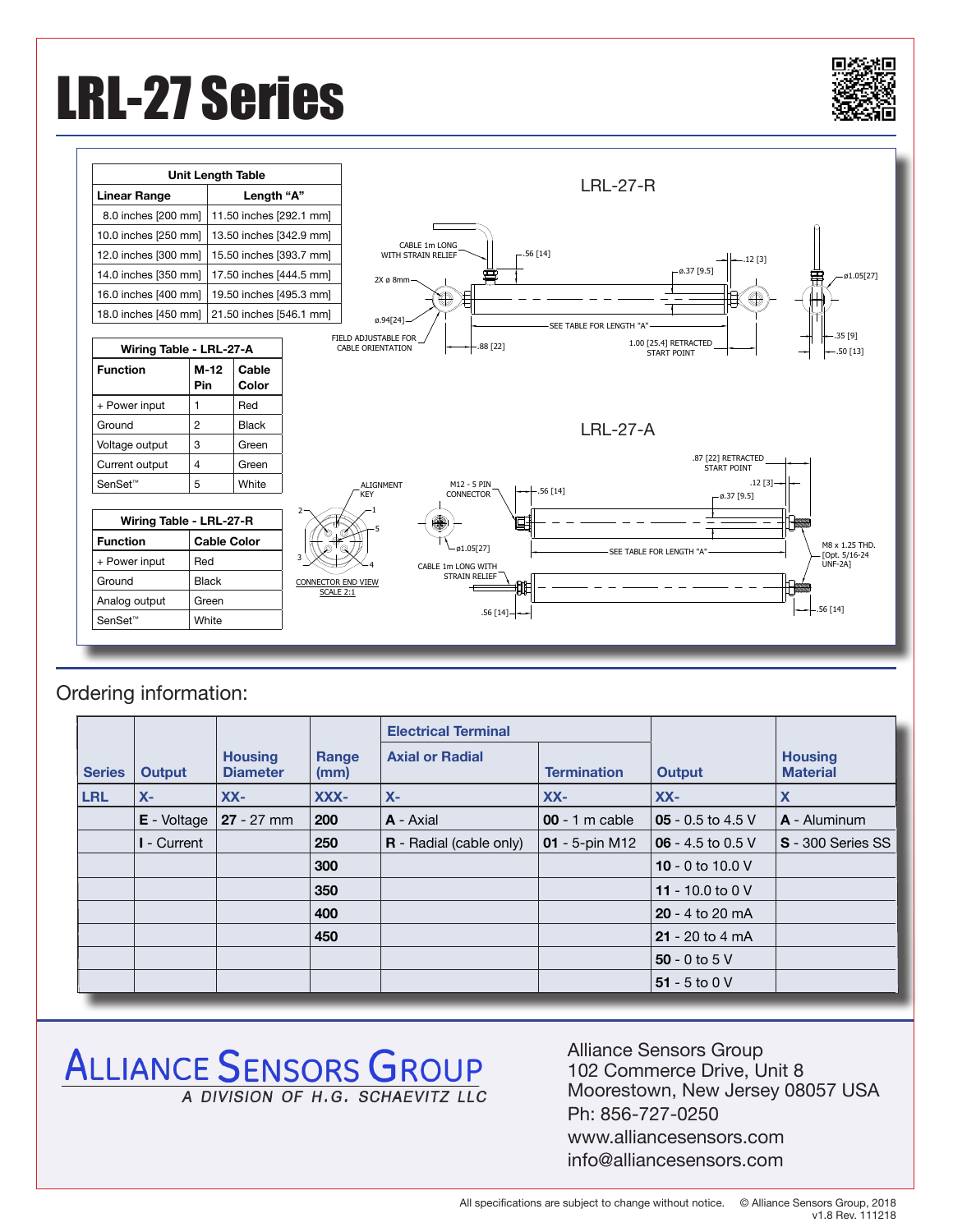# LRL-27 Series

| Unit Length Table | |
|---|---|
| **Linear Range** | **Length "A"** |
| 8.0 inches [200 mm] | 11.50 inches [292.1 mm] |
| 10.0 inches [250 mm] | 13.50 inches [342.9 mm] |
| 12.0 inches [300 mm] | 15.50 inches [393.7 mm] |
| 14.0 inches [350 mm] | 17.50 inches [444.5 mm] |
| 16.0 inches [400 mm] | 19.50 inches [495.3 mm] |
| 18.0 inches [450 mm] | 21.50 inches [546.1 mm] |

**Wiring Table - LRL-27-A**

| Function | M-12 Pin | Cable Color |
|---|---|---|
| + Power input | 1 | Red |
| Ground | 2 | Black |
| Voltage output | 3 | Green |
| Current output | 4 | Green |
| SenSet™ | 5 | White |

**Wiring Table - LRL-27-R**

| Function | Cable Color |
|---|---|
| + Power input | Red |
| Ground | Black |
| Analog output | Green |
| SenSet™ | White |

LRL-27-R

CABLE 1m LONG WITH STRAIN RELIEF
.56 [14]
.12 [3]
ø.37 [9.5]
2X ø 8mm
ø1.05[27]
ø.94[24]
SEE TABLE FOR LENGTH "A"
FIELD ADJUSTABLE FOR CABLE ORIENTATION
.88 [22]
1.00 [25.4] RETRACTED START POINT
.35 [9]
.50 [13]

LRL-27-A

.87 [22] RETRACTED START POINT
ALIGNMENT KEY
M12 - 5 PIN CONNECTOR
.56 [14]
.12 [3]
ø.37 [9.5]
ø1.05[27]
SEE TABLE FOR LENGTH "A"
M8 x 1.25 THD. [Opt. 5/16-24 UNF-2A]
CONNECTOR END VIEW SCALE 2:1
CABLE 1m LONG WITH STRAIN RELIEF
.56 [14]
.56 [14]

## Ordering information:

| Series | Output | Housing Diameter | Range (mm) | Electrical Terminal: Axial or Radial | Electrical Terminal: Termination | Output | Housing Material |
|---|---|---|---|---|---|---|---|
| **LRL** | **X-** | **XX-** | **XXX-** | **X-** | **XX-** | **XX-** | **X** |
| | **E** - Voltage | **27** - 27 mm | **200** | **A** - Axial | **00** - 1 m cable | **05** - 0.5 to 4.5 V | **A** - Aluminum |
| | **I** - Current | | **250** | **R** - Radial (cable only) | **01** - 5-pin M12 | **06** - 4.5 to 0.5 V | **S** - 300 Series SS |
| | | | **300** | | | **10** - 0 to 10.0 V | |
| | | | **350** | | | **11** - 10.0 to 0 V | |
| | | | **400** | | | **20** - 4 to 20 mA | |
| | | | **450** | | | **21** - 20 to 4 mA | |
| | | | | | | **50** - 0 to 5 V | |
| | | | | | | **51** - 5 to 0 V | |

ALLIANCE SENSORS GROUP
A DIVISION OF H.G. SCHAEVITZ LLC

Alliance Sensors Group
102 Commerce Drive, Unit 8
Moorestown, New Jersey 08057 USA
Ph: 856-727-0250
www.alliancesensors.com
info@alliancesensors.com

All specifications are subject to change without notice. © Alliance Sensors Group, 2018
v1.8 Rev. 111218